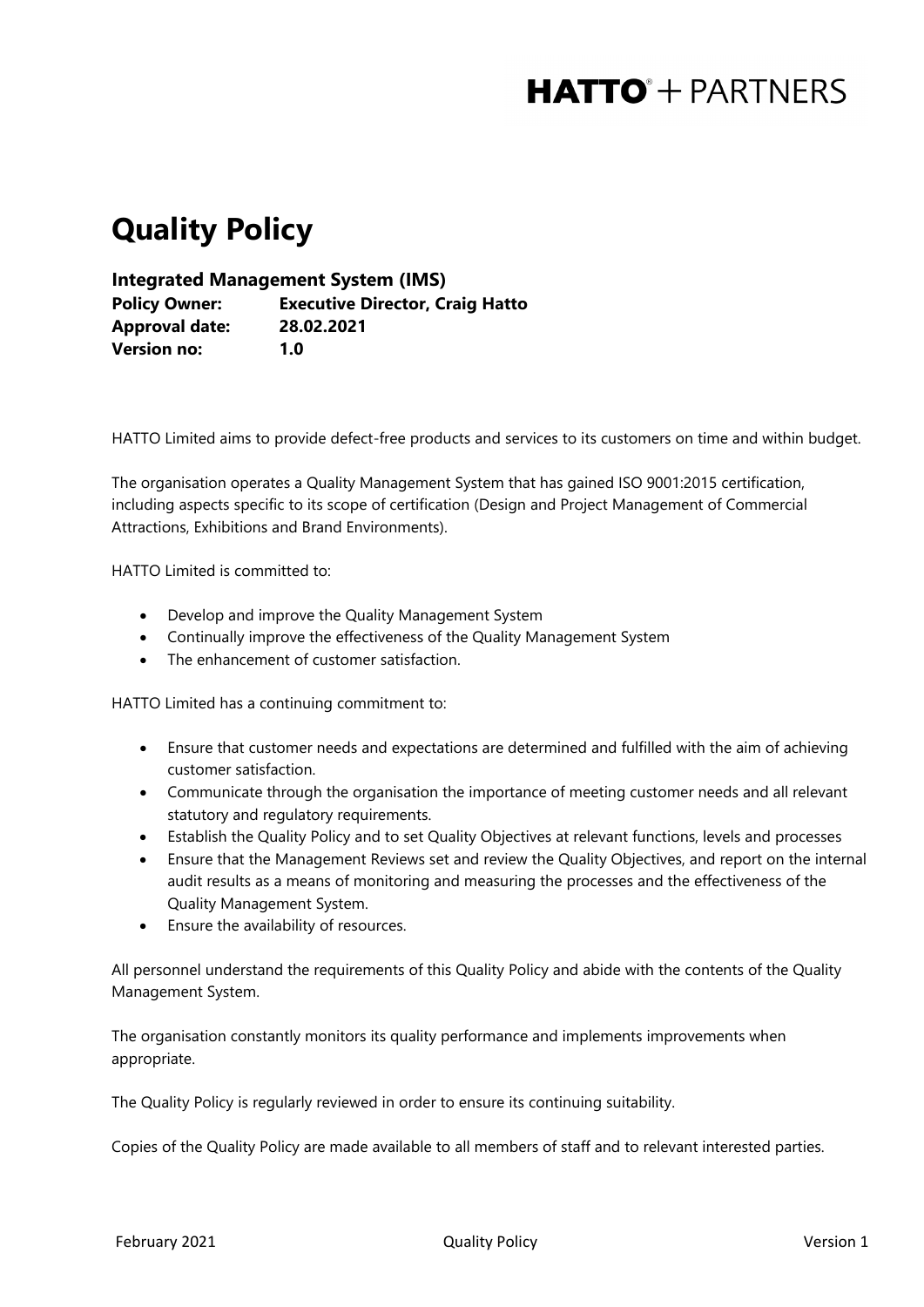HATTO® + PARTNERS

# Quality Policy

**Integrated Management System (IMS)**
**Policy Owner:** **Executive Director, Craig Hatto**
**Approval date:** **28.02.2021**
**Version no:** **1.0**

HATTO Limited aims to provide defect-free products and services to its customers on time and within budget.

The organisation operates a Quality Management System that has gained ISO 9001:2015 certification, including aspects specific to its scope of certification (Design and Project Management of Commercial Attractions, Exhibitions and Brand Environments).

HATTO Limited is committed to:

- Develop and improve the Quality Management System
- Continually improve the effectiveness of the Quality Management System
- The enhancement of customer satisfaction.

HATTO Limited has a continuing commitment to:

- Ensure that customer needs and expectations are determined and fulfilled with the aim of achieving customer satisfaction.
- Communicate through the organisation the importance of meeting customer needs and all relevant statutory and regulatory requirements.
- Establish the Quality Policy and to set Quality Objectives at relevant functions, levels and processes
- Ensure that the Management Reviews set and review the Quality Objectives, and report on the internal audit results as a means of monitoring and measuring the processes and the effectiveness of the Quality Management System.
- Ensure the availability of resources.

All personnel understand the requirements of this Quality Policy and abide with the contents of the Quality Management System.

The organisation constantly monitors its quality performance and implements improvements when appropriate.

The Quality Policy is regularly reviewed in order to ensure its continuing suitability.

Copies of the Quality Policy are made available to all members of staff and to relevant interested parties.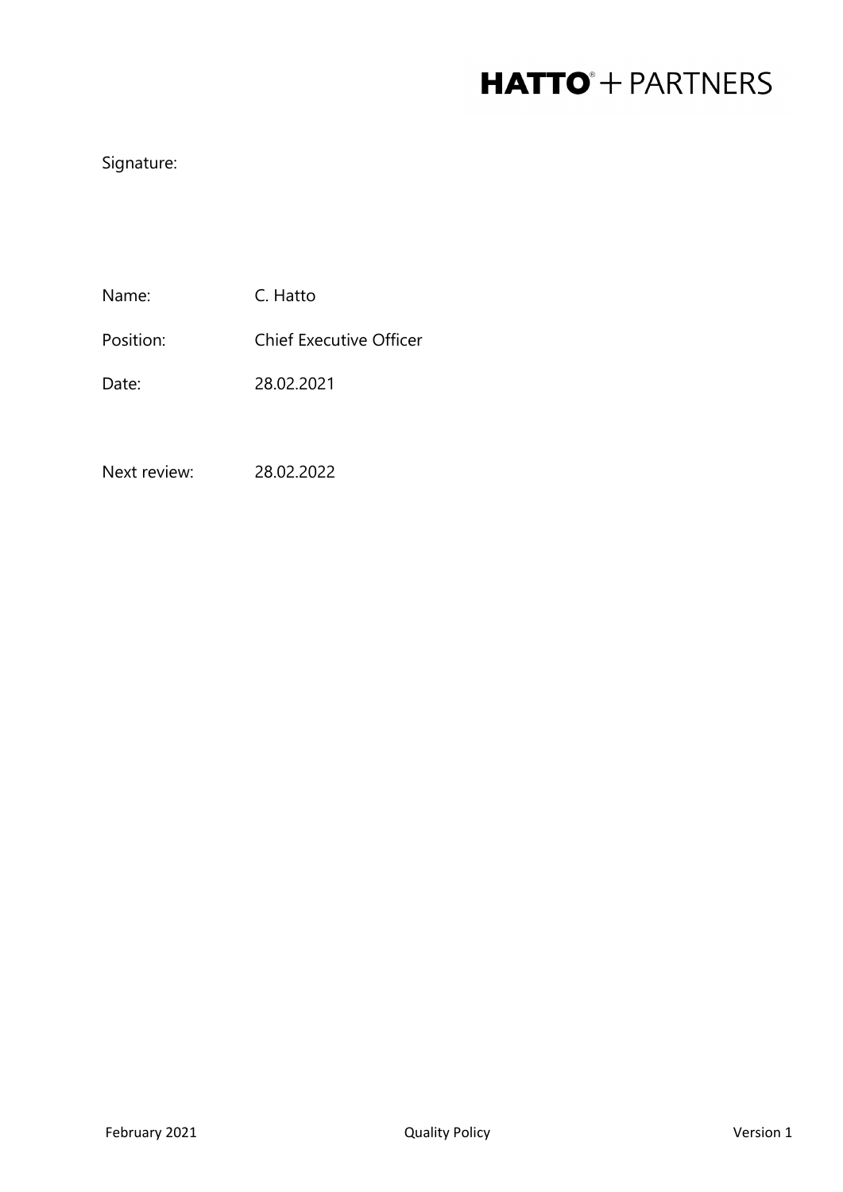Signature:

Name: C. Hatto

Position: Chief Executive Officer

Date: 28.02.2021

Next review: 28.02.2022